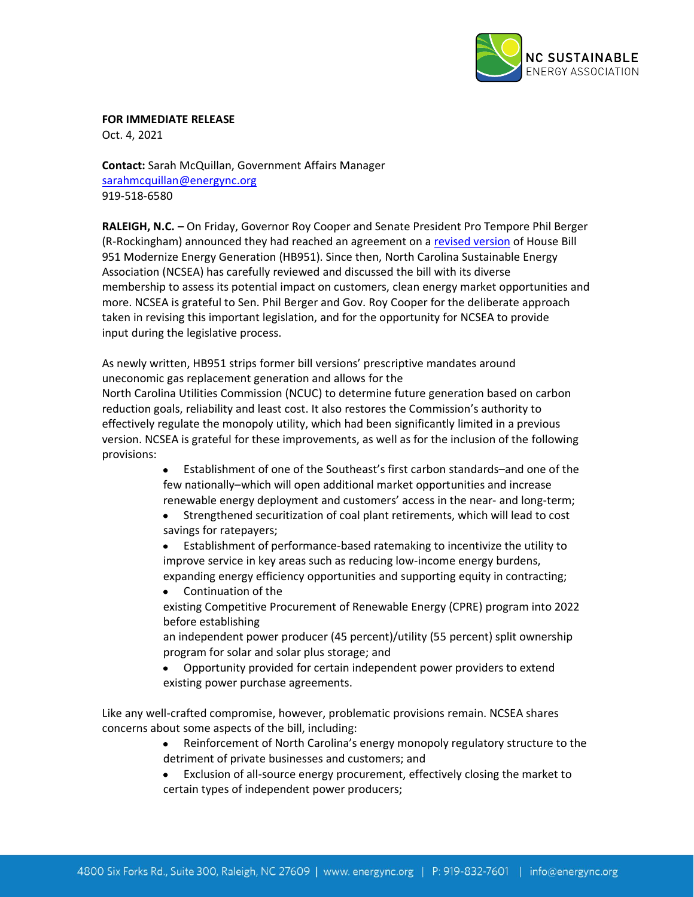**FOR IMMEDIATE RELEASE**
Oct. 4, 2021

**Contact:** Sarah McQuillan, Government Affairs Manager
sarahmcquillan@energync.org
919-518-6580

**RALEIGH, N.C. –** On Friday, Governor Roy Cooper and Senate President Pro Tempore Phil Berger (R-Rockingham) announced they had reached an agreement on a revised version of House Bill 951 Modernize Energy Generation (HB951). Since then, North Carolina Sustainable Energy Association (NCSEA) has carefully reviewed and discussed the bill with its diverse membership to assess its potential impact on customers, clean energy market opportunities and more. NCSEA is grateful to Sen. Phil Berger and Gov. Roy Cooper for the deliberate approach taken in revising this important legislation, and for the opportunity for NCSEA to provide input during the legislative process.

As newly written, HB951 strips former bill versions' prescriptive mandates around uneconomic gas replacement generation and allows for the North Carolina Utilities Commission (NCUC) to determine future generation based on carbon reduction goals, reliability and least cost. It also restores the Commission's authority to effectively regulate the monopoly utility, which had been significantly limited in a previous version. NCSEA is grateful for these improvements, as well as for the inclusion of the following provisions:

- Establishment of one of the Southeast's first carbon standards–and one of the few nationally–which will open additional market opportunities and increase renewable energy deployment and customers' access in the near- and long-term;
- Strengthened securitization of coal plant retirements, which will lead to cost savings for ratepayers;
- Establishment of performance-based ratemaking to incentivize the utility to improve service in key areas such as reducing low-income energy burdens, expanding energy efficiency opportunities and supporting equity in contracting;
- Continuation of the existing Competitive Procurement of Renewable Energy (CPRE) program into 2022 before establishing an independent power producer (45 percent)/utility (55 percent) split ownership program for solar and solar plus storage; and
- Opportunity provided for certain independent power providers to extend existing power purchase agreements.

Like any well-crafted compromise, however, problematic provisions remain. NCSEA shares concerns about some aspects of the bill, including:

- Reinforcement of North Carolina's energy monopoly regulatory structure to the detriment of private businesses and customers; and
- Exclusion of all-source energy procurement, effectively closing the market to certain types of independent power producers;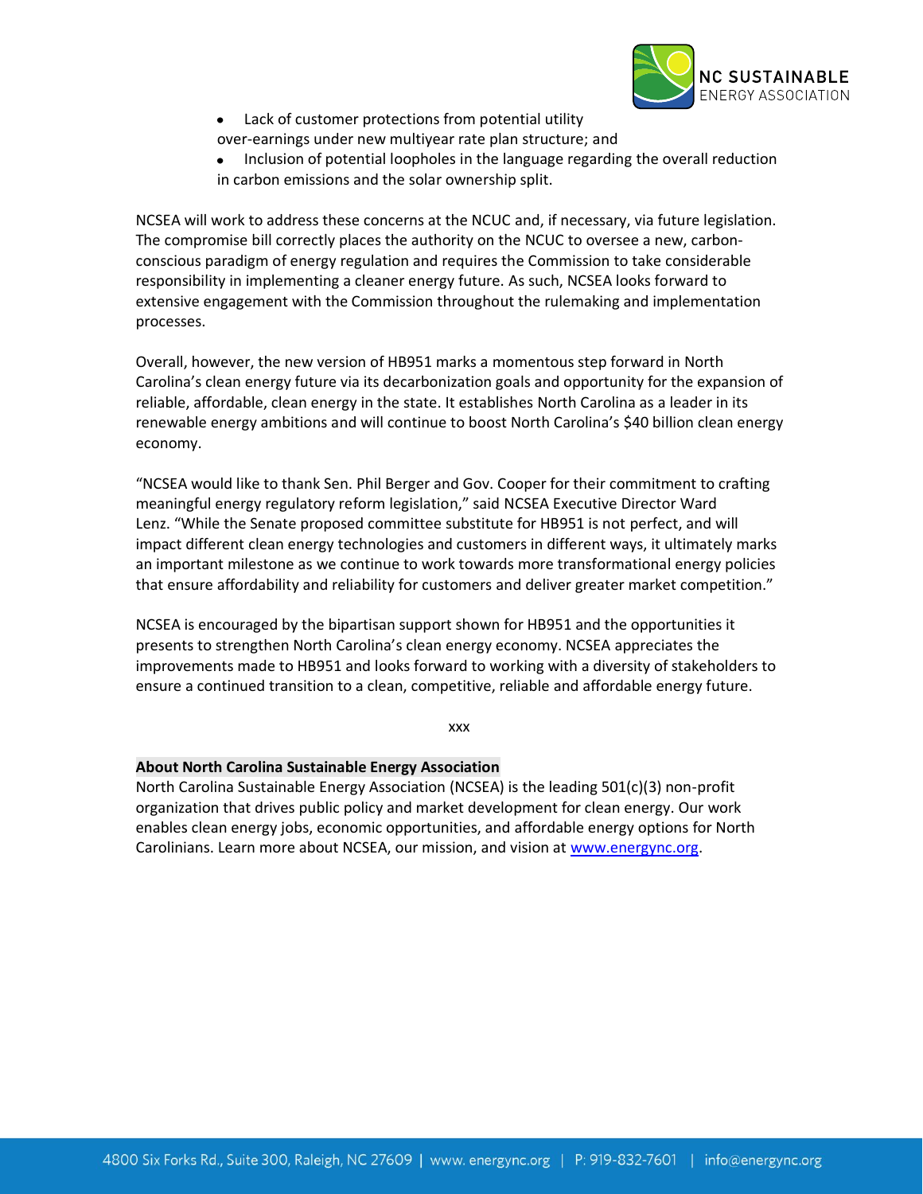- Lack of customer protections from potential utility over-earnings under new multiyear rate plan structure; and
- Inclusion of potential loopholes in the language regarding the overall reduction in carbon emissions and the solar ownership split.

NCSEA will work to address these concerns at the NCUC and, if necessary, via future legislation. The compromise bill correctly places the authority on the NCUC to oversee a new, carbon-conscious paradigm of energy regulation and requires the Commission to take considerable responsibility in implementing a cleaner energy future. As such, NCSEA looks forward to extensive engagement with the Commission throughout the rulemaking and implementation processes.

Overall, however, the new version of HB951 marks a momentous step forward in North Carolina's clean energy future via its decarbonization goals and opportunity for the expansion of reliable, affordable, clean energy in the state. It establishes North Carolina as a leader in its renewable energy ambitions and will continue to boost North Carolina's $40 billion clean energy economy.

"NCSEA would like to thank Sen. Phil Berger and Gov. Cooper for their commitment to crafting meaningful energy regulatory reform legislation," said NCSEA Executive Director Ward Lenz. "While the Senate proposed committee substitute for HB951 is not perfect, and will impact different clean energy technologies and customers in different ways, it ultimately marks an important milestone as we continue to work towards more transformational energy policies that ensure affordability and reliability for customers and deliver greater market competition."

NCSEA is encouraged by the bipartisan support shown for HB951 and the opportunities it presents to strengthen North Carolina's clean energy economy. NCSEA appreciates the improvements made to HB951 and looks forward to working with a diversity of stakeholders to ensure a continued transition to a clean, competitive, reliable and affordable energy future.

xxx

**About North Carolina Sustainable Energy Association**

North Carolina Sustainable Energy Association (NCSEA) is the leading 501(c)(3) non-profit organization that drives public policy and market development for clean energy. Our work enables clean energy jobs, economic opportunities, and affordable energy options for North Carolinians. Learn more about NCSEA, our mission, and vision at [www.energync.org](www.energync.org).